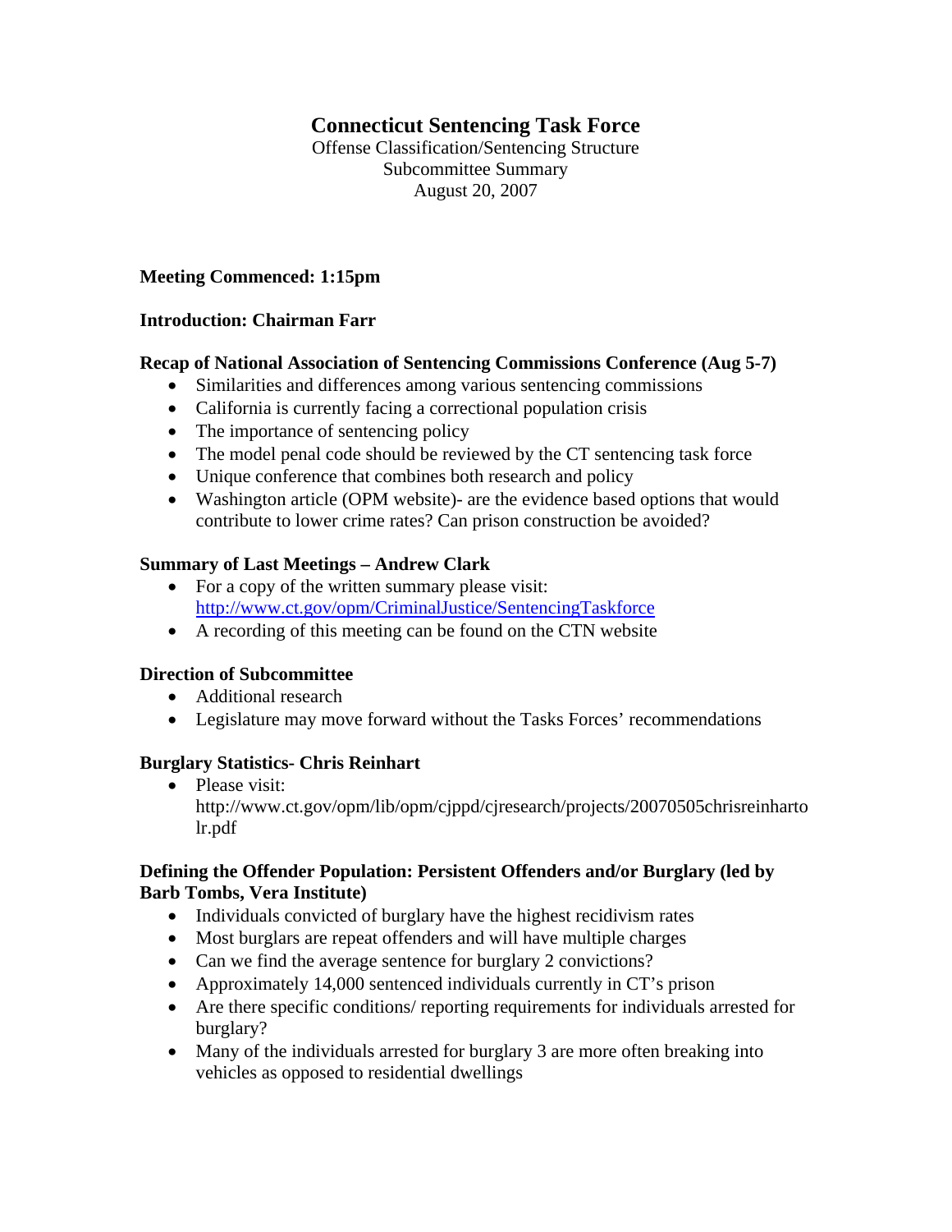# Connecticut Sentencing Task Force

Offense Classification/Sentencing Structure
Subcommittee Summary
August 20, 2007

**Meeting Commenced: 1:15pm**

**Introduction: Chairman Farr**

**Recap of National Association of Sentencing Commissions Conference (Aug 5-7)**

- Similarities and differences among various sentencing commissions
- California is currently facing a correctional population crisis
- The importance of sentencing policy
- The model penal code should be reviewed by the CT sentencing task force
- Unique conference that combines both research and policy
- Washington article (OPM website)- are the evidence based options that would contribute to lower crime rates? Can prison construction be avoided?

**Summary of Last Meetings – Andrew Clark**

- For a copy of the written summary please visit: [http://www.ct.gov/opm/CriminalJustice/SentencingTaskforce](http://www.ct.gov/opm/CriminalJustice/SentencingTaskforce)
- A recording of this meeting can be found on the CTN website

**Direction of Subcommittee**

- Additional research
- Legislature may move forward without the Tasks Forces' recommendations

**Burglary Statistics- Chris Reinhart**

- Please visit: http://www.ct.gov/opm/lib/opm/cjppd/cjresearch/projects/20070505chrisreinhartolr.pdf

**Defining the Offender Population: Persistent Offenders and/or Burglary (led by Barb Tombs, Vera Institute)**

- Individuals convicted of burglary have the highest recidivism rates
- Most burglars are repeat offenders and will have multiple charges
- Can we find the average sentence for burglary 2 convictions?
- Approximately 14,000 sentenced individuals currently in CT's prison
- Are there specific conditions/ reporting requirements for individuals arrested for burglary?
- Many of the individuals arrested for burglary 3 are more often breaking into vehicles as opposed to residential dwellings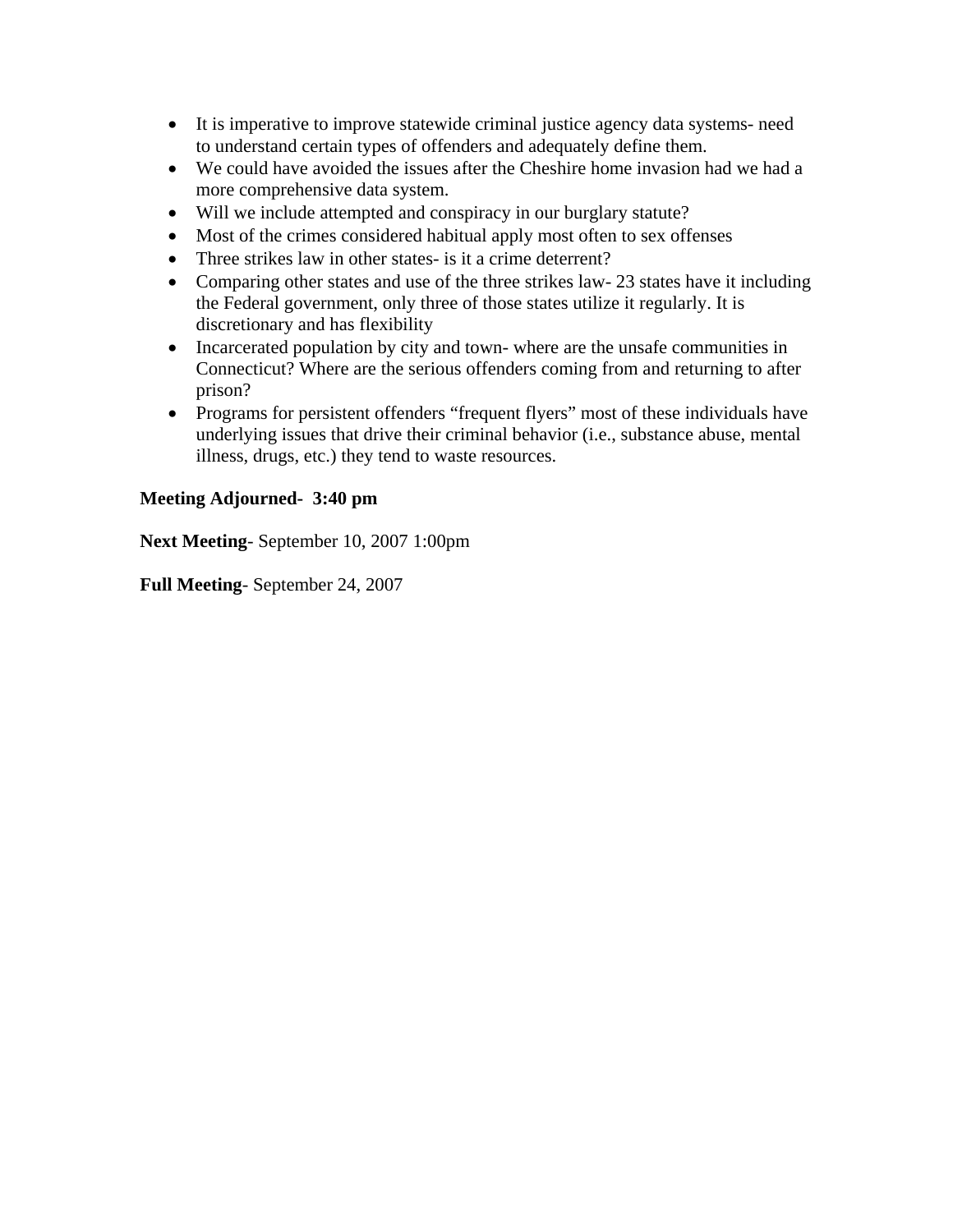- It is imperative to improve statewide criminal justice agency data systems- need to understand certain types of offenders and adequately define them.
- We could have avoided the issues after the Cheshire home invasion had we had a more comprehensive data system.
- Will we include attempted and conspiracy in our burglary statute?
- Most of the crimes considered habitual apply most often to sex offenses
- Three strikes law in other states- is it a crime deterrent?
- Comparing other states and use of the three strikes law- 23 states have it including the Federal government, only three of those states utilize it regularly. It is discretionary and has flexibility
- Incarcerated population by city and town- where are the unsafe communities in Connecticut? Where are the serious offenders coming from and returning to after prison?
- Programs for persistent offenders "frequent flyers" most of these individuals have underlying issues that drive their criminal behavior (i.e., substance abuse, mental illness, drugs, etc.) they tend to waste resources.

**Meeting Adjourned- 3:40 pm**

**Next Meeting**- September 10, 2007 1:00pm

**Full Meeting**- September 24, 2007